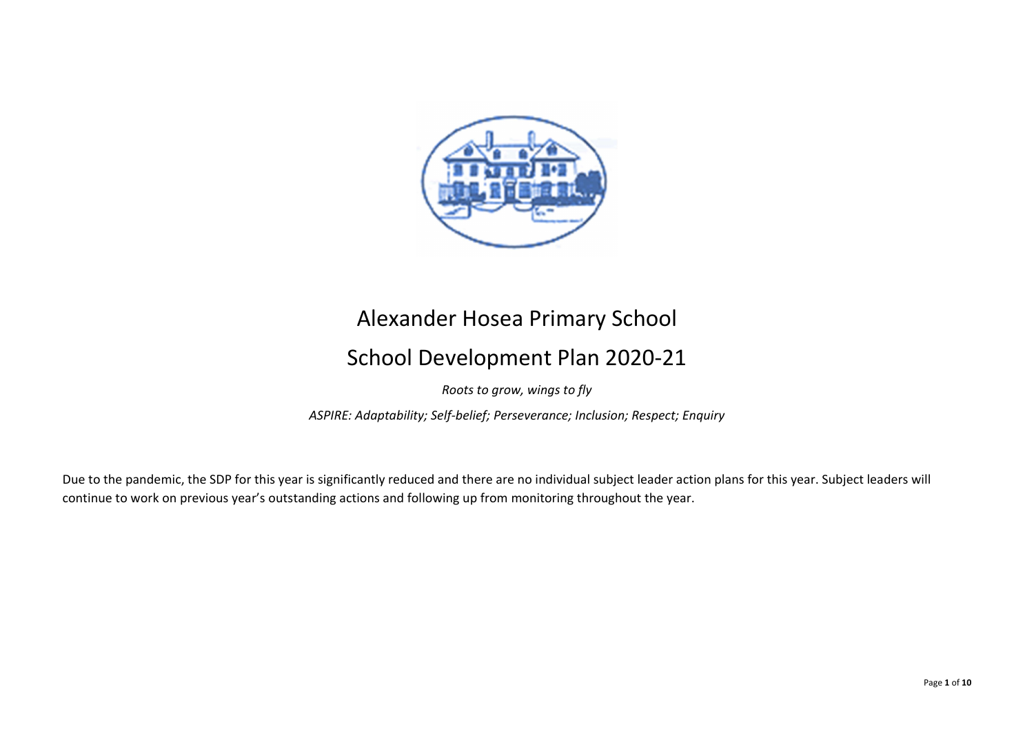# Alexander Hosea Primary School

## School Development Plan 2020-21

*Roots to grow, wings to fly*

*ASPIRE: Adaptability; Self-belief; Perseverance; Inclusion; Respect; Enquiry*

Due to the pandemic, the SDP for this year is significantly reduced and there are no individual subject leader action plans for this year. Subject leaders will continue to work on previous year's outstanding actions and following up from monitoring throughout the year.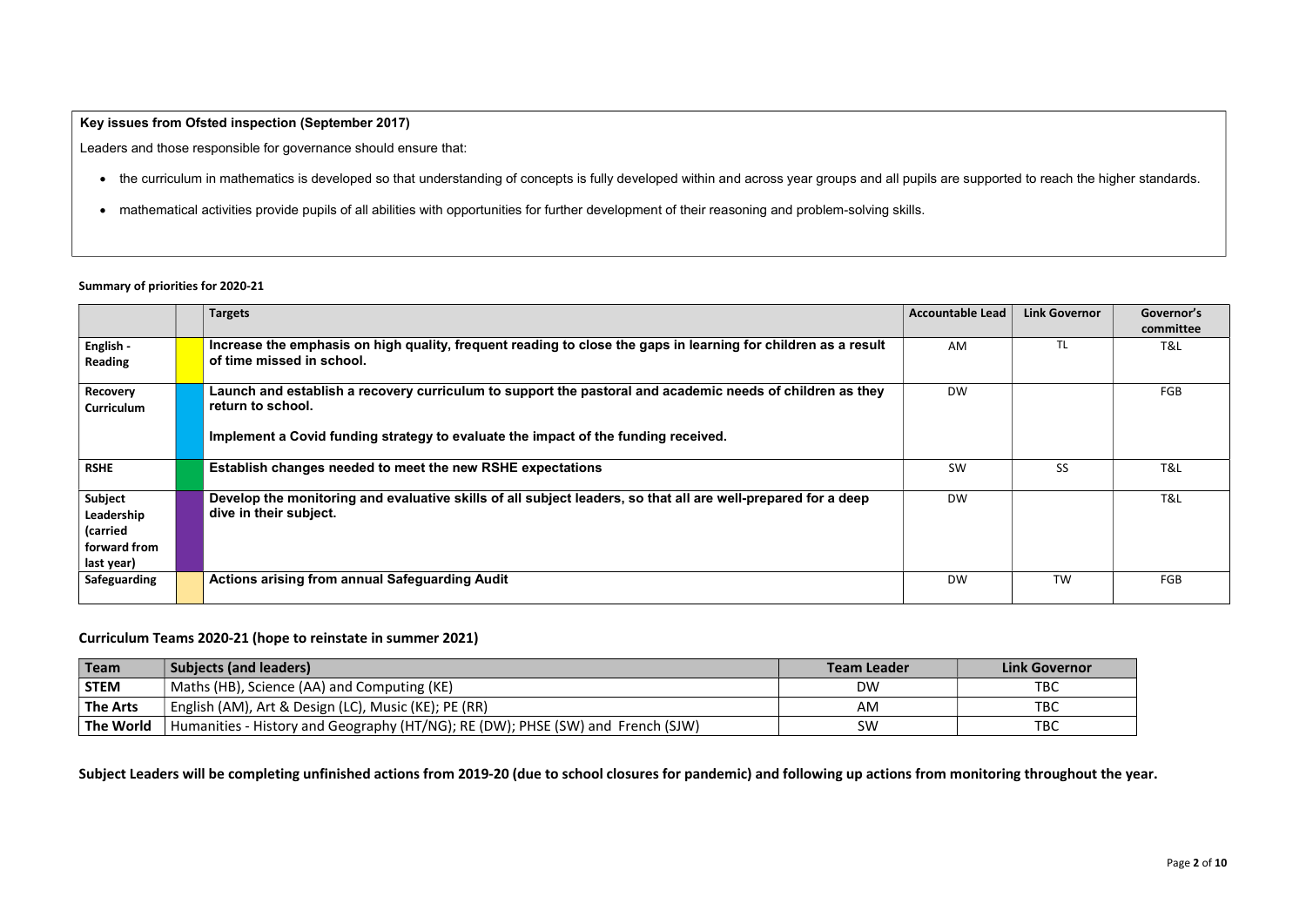**Key issues from Ofsted inspection (September 2017)**

Leaders and those responsible for governance should ensure that:

- the curriculum in mathematics is developed so that understanding of concepts is fully developed within and across year groups and all pupils are supported to reach the higher standards.
- mathematical activities provide pupils of all abilities with opportunities for further development of their reasoning and problem-solving skills.

**Summary of priorities for 2020-21**

| | | Targets | Accountable Lead | Link Governor | Governor's committee |
|---|---|---|---|---|---|
| English - Reading | | **Increase the emphasis on high quality, frequent reading to close the gaps in learning for children as a result of time missed in school.** | AM | TL | T&L |
| Recovery Curriculum | | **Launch and establish a recovery curriculum to support the pastoral and academic needs of children as they return to school.**<br><br>**Implement a Covid funding strategy to evaluate the impact of the funding received.** | DW | | FGB |
| RSHE | | **Establish changes needed to meet the new RSHE expectations** | SW | SS | T&L |
| Subject Leadership (carried forward from last year) | | **Develop the monitoring and evaluative skills of all subject leaders, so that all are well-prepared for a deep dive in their subject.** | DW | | T&L |
| Safeguarding | | **Actions arising from annual Safeguarding Audit** | DW | TW | FGB |

## Curriculum Teams 2020-21 (hope to reinstate in summer 2021)

| Team | Subjects (and leaders) | Team Leader | Link Governor |
|---|---|---|---|
| **STEM** | Maths (HB), Science (AA) and Computing (KE) | DW | TBC |
| **The Arts** | English (AM), Art & Design (LC), Music (KE); PE (RR) | AM | TBC |
| **The World** | Humanities - History and Geography (HT/NG); RE (DW); PHSE (SW) and French (SJW) | SW | TBC |

**Subject Leaders will be completing unfinished actions from 2019-20 (due to school closures for pandemic) and following up actions from monitoring throughout the year.**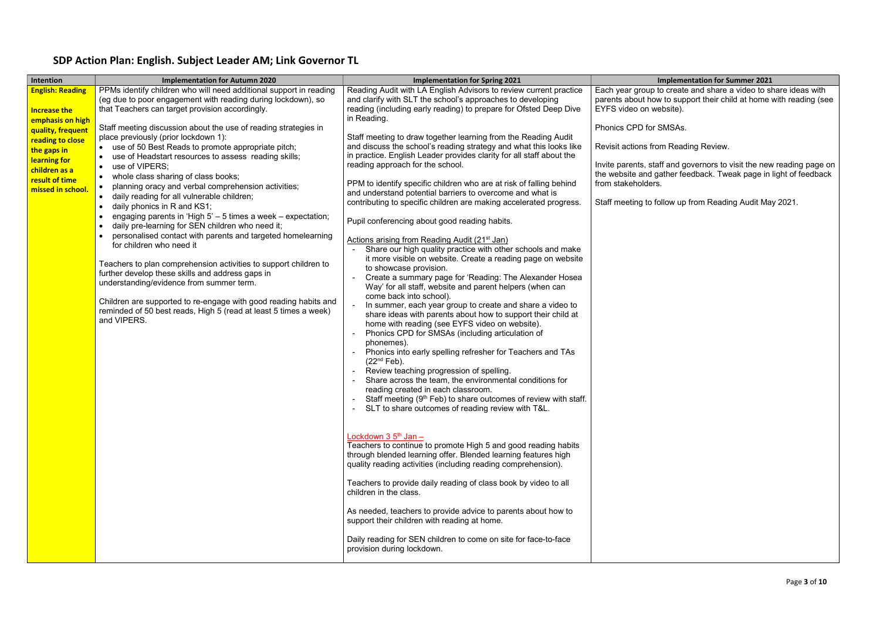## SDP Action Plan: English. Subject Leader AM; Link Governor TL

| Intention | Implementation for Autumn 2020 | Implementation for Spring 2021 | Implementation for Summer 2021 |
|---|---|---|---|
| **English: Reading**<br><br>**Increase the emphasis on high quality, frequent reading to close the gaps in learning for children as a result of time missed in school.** | PPMs identify children who will need additional support in reading (eg due to poor engagement with reading during lockdown), so that Teachers can target provision accordingly.<br><br>Staff meeting discussion about the use of reading strategies in place previously (prior lockdown 1):<br>• use of 50 Best Reads to promote appropriate pitch;<br>• use of Headstart resources to assess reading skills;<br>• use of VIPERS;<br>• whole class sharing of class books;<br>• planning oracy and verbal comprehension activities;<br>• daily reading for all vulnerable children;<br>• daily phonics in R and KS1;<br>• engaging parents in 'High 5' – 5 times a week – expectation;<br>• daily pre-learning for SEN children who need it;<br>• personalised contact with parents and targeted homelearning for children who need it<br><br>Teachers to plan comprehension activities to support children to further develop these skills and address gaps in understanding/evidence from summer term.<br><br>Children are supported to re-engage with good reading habits and reminded of 50 best reads, High 5 (read at least 5 times a week) and VIPERS. | Reading Audit with LA English Advisors to review current practice and clarify with SLT the school's approaches to developing reading (including early reading) to prepare for Ofsted Deep Dive in Reading.<br><br>Staff meeting to draw together learning from the Reading Audit and discuss the school's reading strategy and what this looks like in practice. English Leader provides clarity for all staff about the reading approach for the school.<br><br>PPM to identify specific children who are at risk of falling behind and understand potential barriers to overcome and what is contributing to specific children are making accelerated progress.<br><br>Pupil conferencing about good reading habits.<br><br>Actions arising from Reading Audit (21st Jan)<br>- Share our high quality practice with other schools and make it more visible on website. Create a reading page on website to showcase provision.<br>- Create a summary page for 'Reading: The Alexander Hosea Way' for all staff, website and parent helpers (when can come back into school).<br>- In summer, each year group to create and share a video to share ideas with parents about how to support their child at home with reading (see EYFS video on website).<br>- Phonics CPD for SMSAs (including articulation of phonemes).<br>- Phonics into early spelling refresher for Teachers and TAs (22nd Feb).<br>- Review teaching progression of spelling.<br>- Share across the team, the environmental conditions for reading created in each classroom.<br>- Staff meeting (9th Feb) to share outcomes of review with staff.<br>- SLT to share outcomes of reading review with T&L.<br><br>Lockdown 3 5th Jan –<br>Teachers to continue to promote High 5 and good reading habits through blended learning offer. Blended learning features high quality reading activities (including reading comprehension).<br><br>Teachers to provide daily reading of class book by video to all children in the class.<br><br>As needed, teachers to provide advice to parents about how to support their children with reading at home.<br><br>Daily reading for SEN children to come on site for face-to-face provision during lockdown. | Each year group to create and share a video to share ideas with parents about how to support their child at home with reading (see EYFS video on website).<br><br>Phonics CPD for SMSAs.<br><br>Revisit actions from Reading Review.<br><br>Invite parents, staff and governors to visit the new reading page on the website and gather feedback. Tweak page in light of feedback from stakeholders.<br><br>Staff meeting to follow up from Reading Audit May 2021. |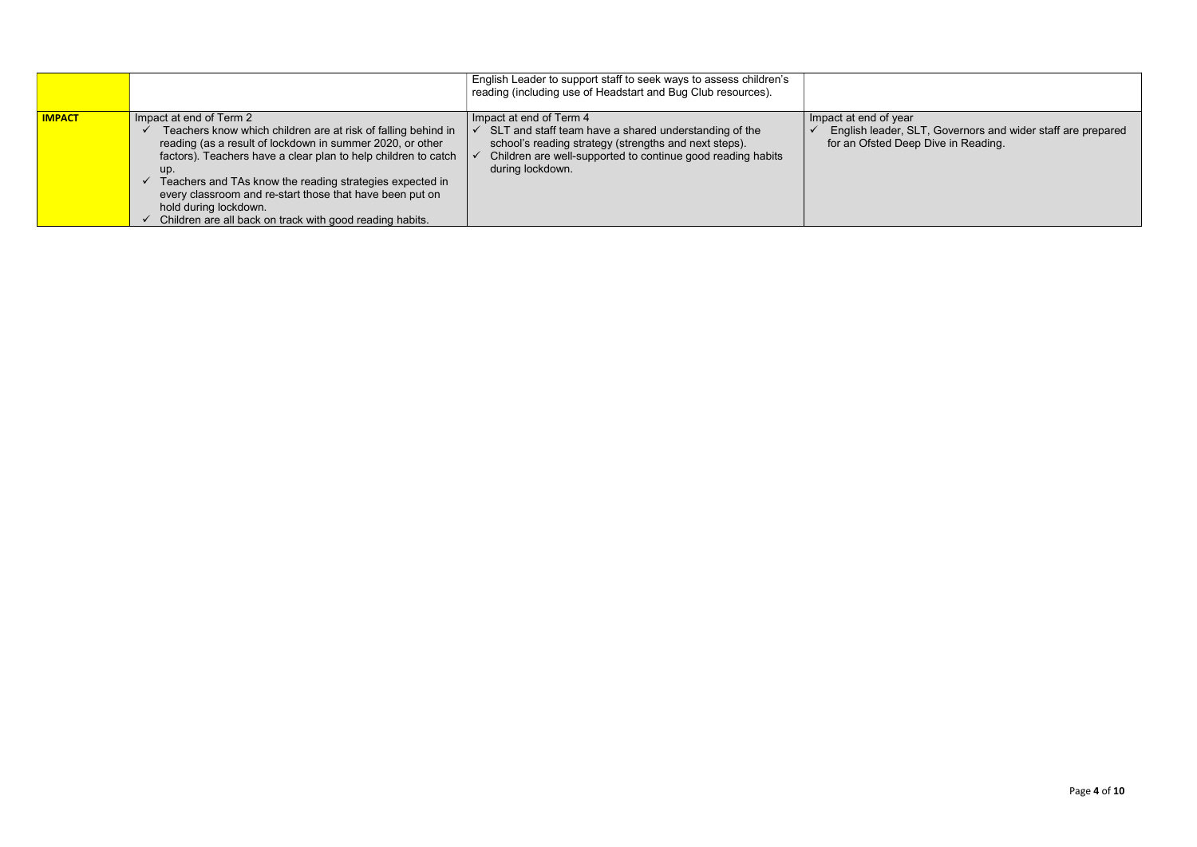| | | | |
|---|---|---|---|
| | | English Leader to support staff to seek ways to assess children's reading (including use of Headstart and Bug Club resources). | |
| **IMPACT** | Impact at end of Term 2<br>✓ Teachers know which children are at risk of falling behind in reading (as a result of lockdown in summer 2020, or other factors). Teachers have a clear plan to help children to catch up.<br>✓ Teachers and TAs know the reading strategies expected in every classroom and re-start those that have been put on hold during lockdown.<br>✓ Children are all back on track with good reading habits. | Impact at end of Term 4<br>✓ SLT and staff team have a shared understanding of the school's reading strategy (strengths and next steps).<br>✓ Children are well-supported to continue good reading habits during lockdown. | Impact at end of year<br>✓ English leader, SLT, Governors and wider staff are prepared for an Ofsted Deep Dive in Reading. |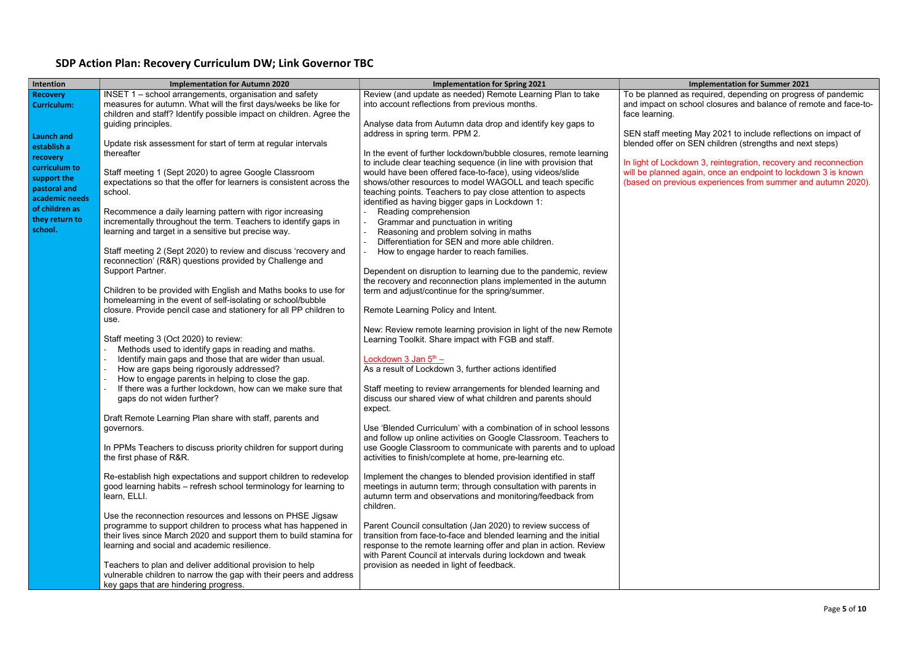## SDP Action Plan: Recovery Curriculum DW; Link Governor TBC

| Intention | Implementation for Autumn 2020 | Implementation for Spring 2021 | Implementation for Summer 2021 |
|---|---|---|---|
| **Recovery Curriculum:**<br><br>**Launch and establish a recovery curriculum to support the pastoral and academic needs of children as they return to school.** | INSET 1 – school arrangements, organisation and safety measures for autumn. What will the first days/weeks be like for children and staff? Identify possible impact on children. Agree the guiding principles.<br><br>Update risk assessment for start of term at regular intervals thereafter<br><br>Staff meeting 1 (Sept 2020) to agree Google Classroom expectations so that the offer for learners is consistent across the school.<br><br>Recommence a daily learning pattern with rigor increasing incrementally throughout the term. Teachers to identify gaps in learning and target in a sensitive but precise way.<br><br>Staff meeting 2 (Sept 2020) to review and discuss 'recovery and reconnection' (R&R) questions provided by Challenge and Support Partner.<br><br>Children to be provided with English and Maths books to use for homelearning in the event of self-isolating or school/bubble closure. Provide pencil case and stationery for all PP children to use.<br><br>Staff meeting 3 (Oct 2020) to review:<br>- Methods used to identify gaps in reading and maths.<br>- Identify main gaps and those that are wider than usual.<br>- How are gaps being rigorously addressed?<br>- How to engage parents in helping to close the gap.<br>- If there was a further lockdown, how can we make sure that gaps do not widen further?<br><br>Draft Remote Learning Plan share with staff, parents and governors.<br><br>In PPMs Teachers to discuss priority children for support during the first phase of R&R.<br><br>Re-establish high expectations and support children to redevelop good learning habits – refresh school terminology for learning to learn, ELLI.<br><br>Use the reconnection resources and lessons on PHSE Jigsaw programme to support children to process what has happened in their lives since March 2020 and support them to build stamina for their learning and social and academic resilience.<br><br>Teachers to plan and deliver additional provision to help vulnerable children to narrow the gap with their peers and address key gaps that are hindering progress. | Review (and update as needed) Remote Learning Plan to take into account reflections from previous months.<br><br>Analyse data from Autumn data drop and identify key gaps to address in spring term. PPM 2.<br><br>In the event of further lockdown/bubble closures, remote learning to include clear teaching sequence (in line with provision that would have been offered face-to-face), using videos/slide shows/other resources to model WAGOLL and teach specific teaching points. Teachers to pay close attention to aspects identified as having bigger gaps in Lockdown 1:<br>- Reading comprehension<br>- Grammar and punctuation in writing<br>- Reasoning and problem solving in maths<br>- Differentiation for SEN and more able children.<br>- How to engage harder to reach families.<br><br>Dependent on disruption to learning due to the pandemic, review the recovery and reconnection plans implemented in the autumn term and adjust/continue for the spring/summer.<br><br>Remote Learning Policy and Intent.<br><br>New: Review remote learning provision in light of the new Remote Learning Toolkit. Share impact with FGB and staff.<br><br>Lockdown 3 Jan 5th –<br>As a result of Lockdown 3, further actions identified<br><br>Staff meeting to review arrangements for blended learning and discuss our shared view of what children and parents should expect.<br><br>Use 'Blended Curriculum' with a combination of in school lessons and follow up online activities on Google Classroom. Teachers to use Google Classroom to communicate with parents and to upload activities to finish/complete at home, pre-learning etc.<br><br>Implement the changes to blended provision identified in staff meetings in autumn term; through consultation with parents in autumn term and observations and monitoring/feedback from children.<br><br>Parent Council consultation (Jan 2020) to review success of transition from face-to-face and blended learning and the initial response to the remote learning offer and plan in action. Review with Parent Council at intervals during lockdown and tweak provision as needed in light of feedback. | To be planned as required, depending on progress of pandemic and impact on school closures and balance of remote and face-to-face learning.<br><br>SEN staff meeting May 2021 to include reflections on impact of blended offer on SEN children (strengths and next steps)<br><br>In light of Lockdown 3, reintegration, recovery and reconnection will be planned again, once an endpoint to lockdown 3 is known (based on previous experiences from summer and autumn 2020). |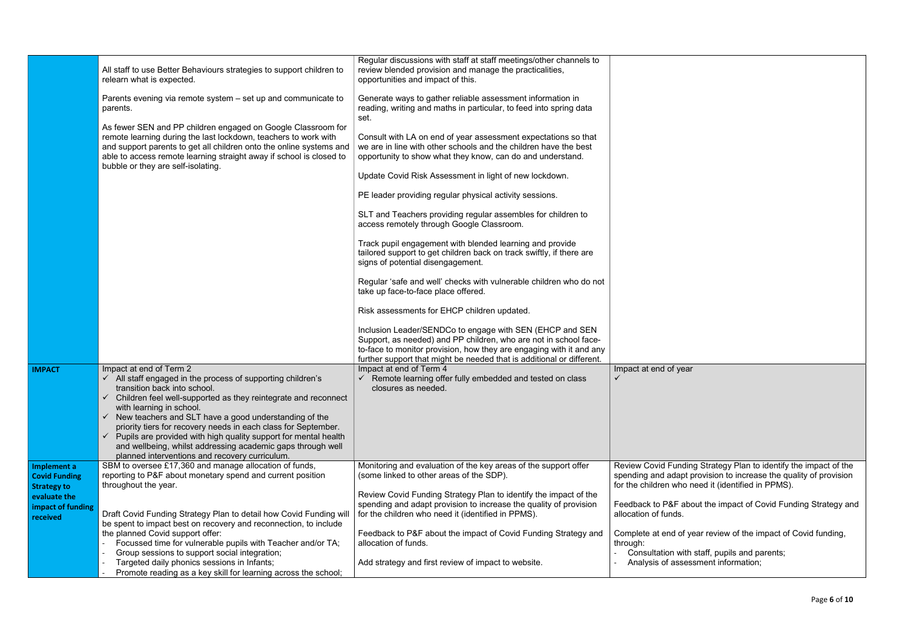| | | | |
|---|---|---|---|
| | All staff to use Better Behaviours strategies to support children to relearn what is expected.<br><br>Parents evening via remote system – set up and communicate to parents.<br><br>As fewer SEN and PP children engaged on Google Classroom for remote learning during the last lockdown, teachers to work with and support parents to get all children onto the online systems and able to access remote learning straight away if school is closed to bubble or they are self-isolating. | Regular discussions with staff at staff meetings/other channels to review blended provision and manage the practicalities, opportunities and impact of this.<br><br>Generate ways to gather reliable assessment information in reading, writing and maths in particular, to feed into spring data set.<br><br>Consult with LA on end of year assessment expectations so that we are in line with other schools and the children have the best opportunity to show what they know, can do and understand.<br><br>Update Covid Risk Assessment in light of new lockdown.<br><br>PE leader providing regular physical activity sessions.<br><br>SLT and Teachers providing regular assembles for children to access remotely through Google Classroom.<br><br>Track pupil engagement with blended learning and provide tailored support to get children back on track swiftly, if there are signs of potential disengagement.<br><br>Regular 'safe and well' checks with vulnerable children who do not take up face-to-face place offered.<br><br>Risk assessments for EHCP children updated.<br><br>Inclusion Leader/SENDCo to engage with SEN (EHCP and SEN Support, as needed) and PP children, who are not in school face-to-face to monitor provision, how they are engaging with it and any further support that might be needed that is additional or different. | |
| **IMPACT** | Impact at end of Term 2<br>✓ All staff engaged in the process of supporting children's transition back into school.<br>✓ Children feel well-supported as they reintegrate and reconnect with learning in school.<br>✓ New teachers and SLT have a good understanding of the priority tiers for recovery needs in each class for September.<br>✓ Pupils are provided with high quality support for mental health and wellbeing, whilst addressing academic gaps through well planned interventions and recovery curriculum. | Impact at end of Term 4<br>✓ Remote learning offer fully embedded and tested on class closures as needed. | Impact at end of year<br>✓ |
| **Implement a Covid Funding Strategy to evaluate the impact of funding received** | SBM to oversee £17,360 and manage allocation of funds, reporting to P&F about monetary spend and current position throughout the year.<br><br>Draft Covid Funding Strategy Plan to detail how Covid Funding will be spent to impact best on recovery and reconnection, to include the planned Covid support offer:<br>- Focussed time for vulnerable pupils with Teacher and/or TA;<br>- Group sessions to support social integration;<br>- Targeted daily phonics sessions in Infants;<br>- Promote reading as a key skill for learning across the school; | Monitoring and evaluation of the key areas of the support offer (some linked to other areas of the SDP).<br><br>Review Covid Funding Strategy Plan to identify the impact of the spending and adapt provision to increase the quality of provision for the children who need it (identified in PPMS).<br><br>Feedback to P&F about the impact of Covid Funding Strategy and allocation of funds.<br><br>Add strategy and first review of impact to website. | Review Covid Funding Strategy Plan to identify the impact of the spending and adapt provision to increase the quality of provision for the children who need it (identified in PPMS).<br><br>Feedback to P&F about the impact of Covid Funding Strategy and allocation of funds.<br><br>Complete at end of year review of the impact of Covid funding, through:<br>- Consultation with staff, pupils and parents;<br>- Analysis of assessment information; |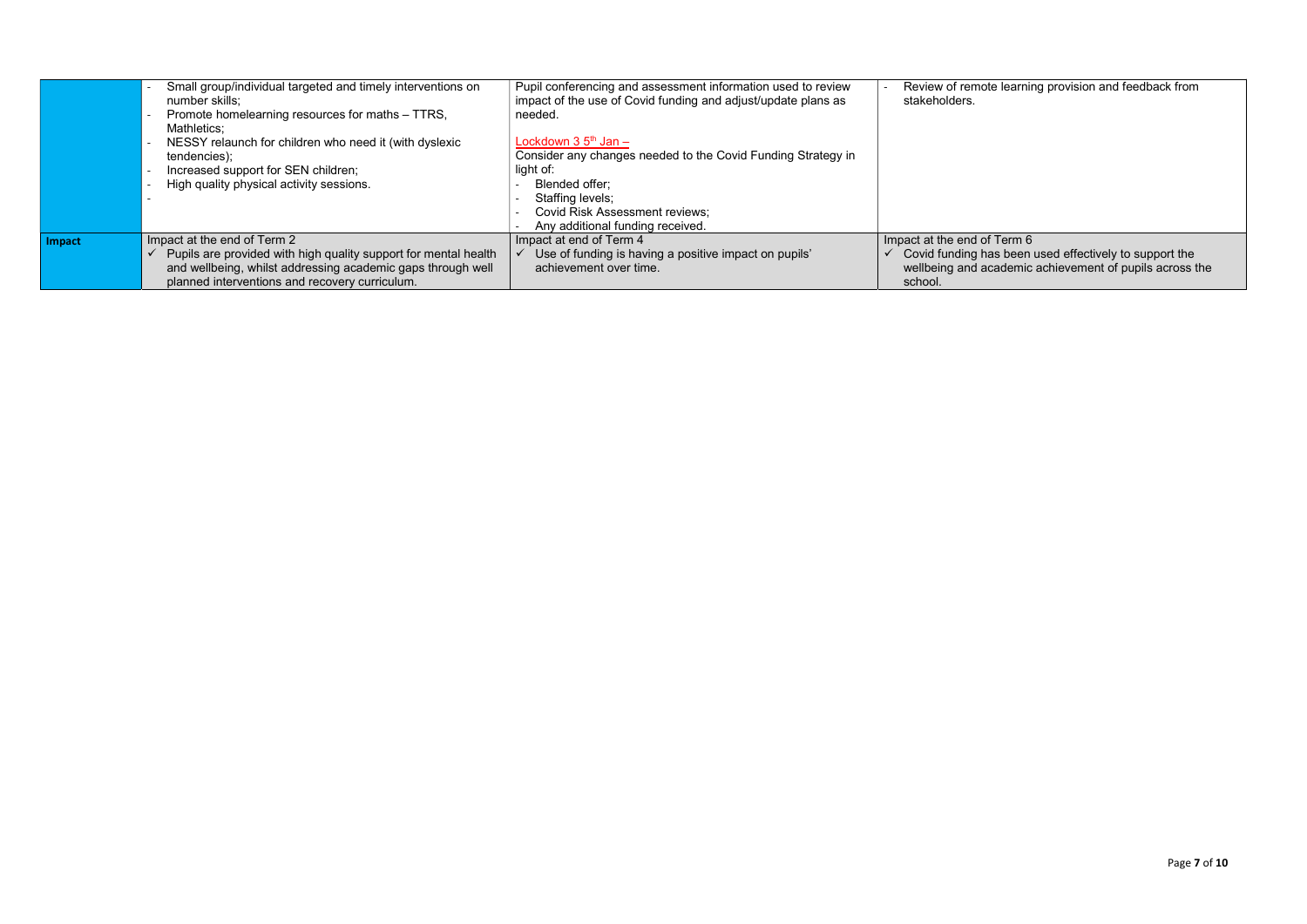| | | | |
|---|---|---|---|
| | - Small group/individual targeted and timely interventions on number skills;<br>- Promote homelearning resources for maths – TTRS, Mathletics;<br>- NESSY relaunch for children who need it (with dyslexic tendencies);<br>- Increased support for SEN children;<br>- High quality physical activity sessions.<br>- | Pupil conferencing and assessment information used to review impact of the use of Covid funding and adjust/update plans as needed.<br><br>Lockdown 3 5th Jan –<br>Consider any changes needed to the Covid Funding Strategy in light of:<br>- Blended offer;<br>- Staffing levels;<br>- Covid Risk Assessment reviews;<br>- Any additional funding received. | - Review of remote learning provision and feedback from stakeholders. |
| **Impact** | Impact at the end of Term 2<br>✓ Pupils are provided with high quality support for mental health and wellbeing, whilst addressing academic gaps through well planned interventions and recovery curriculum. | Impact at end of Term 4<br>✓ Use of funding is having a positive impact on pupils' achievement over time. | Impact at the end of Term 6<br>✓ Covid funding has been used effectively to support the wellbeing and academic achievement of pupils across the school. |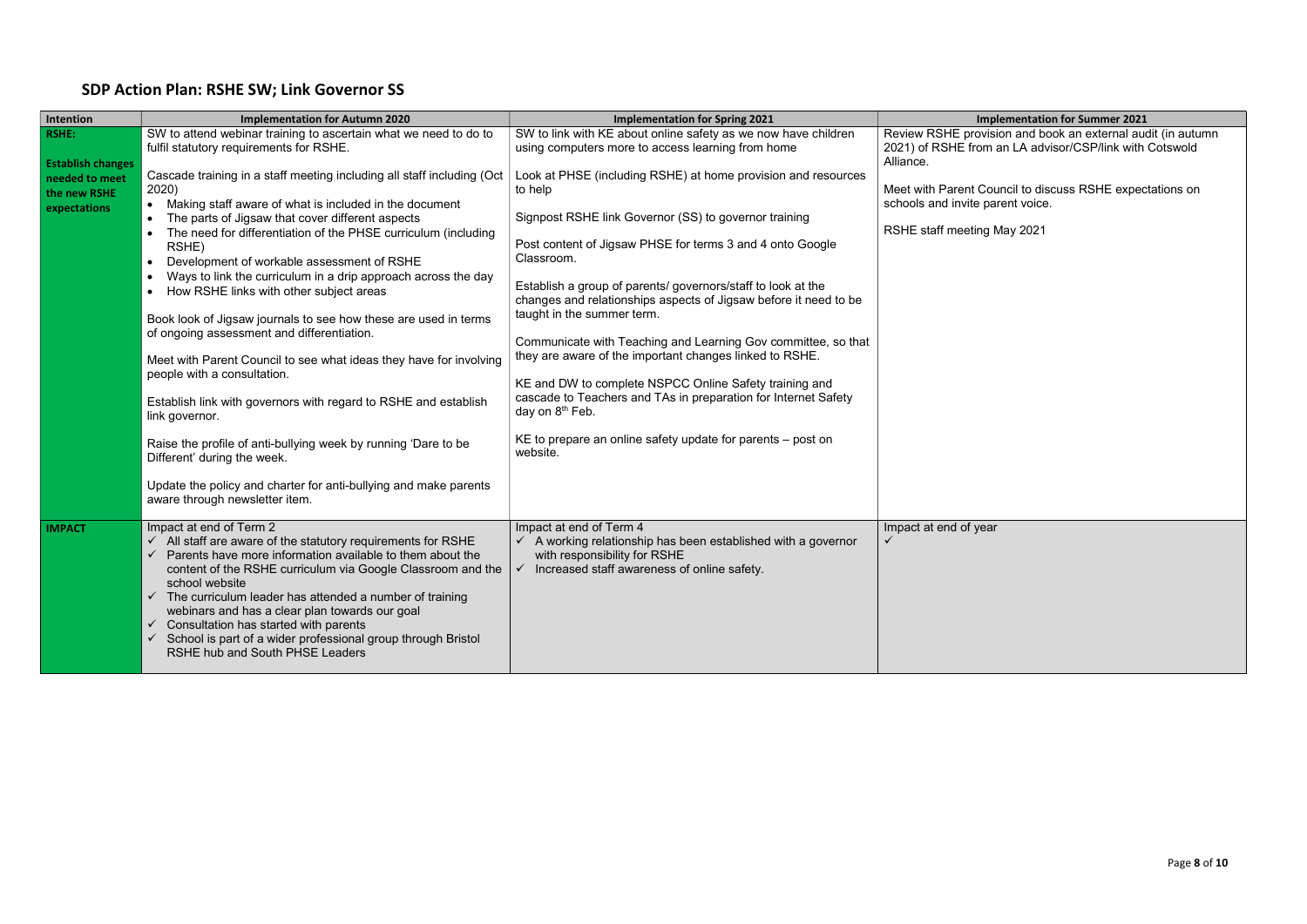## SDP Action Plan: RSHE SW; Link Governor SS

| Intention | Implementation for Autumn 2020 | Implementation for Spring 2021 | Implementation for Summer 2021 |
|---|---|---|---|
| **RSHE:**<br><br>**Establish changes needed to meet the new RSHE expectations** | SW to attend webinar training to ascertain what we need to do to fulfil statutory requirements for RSHE.<br><br>Cascade training in a staff meeting including all staff including (Oct 2020)<br>• Making staff aware of what is included in the document<br>• The parts of Jigsaw that cover different aspects<br>• The need for differentiation of the PHSE curriculum (including RSHE)<br>• Development of workable assessment of RSHE<br>• Ways to link the curriculum in a drip approach across the day<br>• How RSHE links with other subject areas<br><br>Book look of Jigsaw journals to see how these are used in terms of ongoing assessment and differentiation.<br><br>Meet with Parent Council to see what ideas they have for involving people with a consultation.<br><br>Establish link with governors with regard to RSHE and establish link governor.<br><br>Raise the profile of anti-bullying week by running 'Dare to be Different' during the week.<br><br>Update the policy and charter for anti-bullying and make parents aware through newsletter item. | SW to link with KE about online safety as we now have children using computers more to access learning from home<br><br>Look at PHSE (including RSHE) at home provision and resources to help<br><br>Signpost RSHE link Governor (SS) to governor training<br><br>Post content of Jigsaw PHSE for terms 3 and 4 onto Google Classroom.<br><br>Establish a group of parents/ governors/staff to look at the changes and relationships aspects of Jigsaw before it need to be taught in the summer term.<br><br>Communicate with Teaching and Learning Gov committee, so that they are aware of the important changes linked to RSHE.<br><br>KE and DW to complete NSPCC Online Safety training and cascade to Teachers and TAs in preparation for Internet Safety day on 8th Feb.<br><br>KE to prepare an online safety update for parents – post on website. | Review RSHE provision and book an external audit (in autumn 2021) of RSHE from an LA advisor/CSP/link with Cotswold Alliance.<br><br>Meet with Parent Council to discuss RSHE expectations on schools and invite parent voice.<br><br>RSHE staff meeting May 2021 |
| **IMPACT** | Impact at end of Term 2<br>✓ All staff are aware of the statutory requirements for RSHE<br>✓ Parents have more information available to them about the content of the RSHE curriculum via Google Classroom and the school website<br>✓ The curriculum leader has attended a number of training webinars and has a clear plan towards our goal<br>✓ Consultation has started with parents<br>✓ School is part of a wider professional group through Bristol RSHE hub and South PHSE Leaders | Impact at end of Term 4<br>✓ A working relationship has been established with a governor with responsibility for RSHE<br>✓ Increased staff awareness of online safety. | Impact at end of year<br>✓ |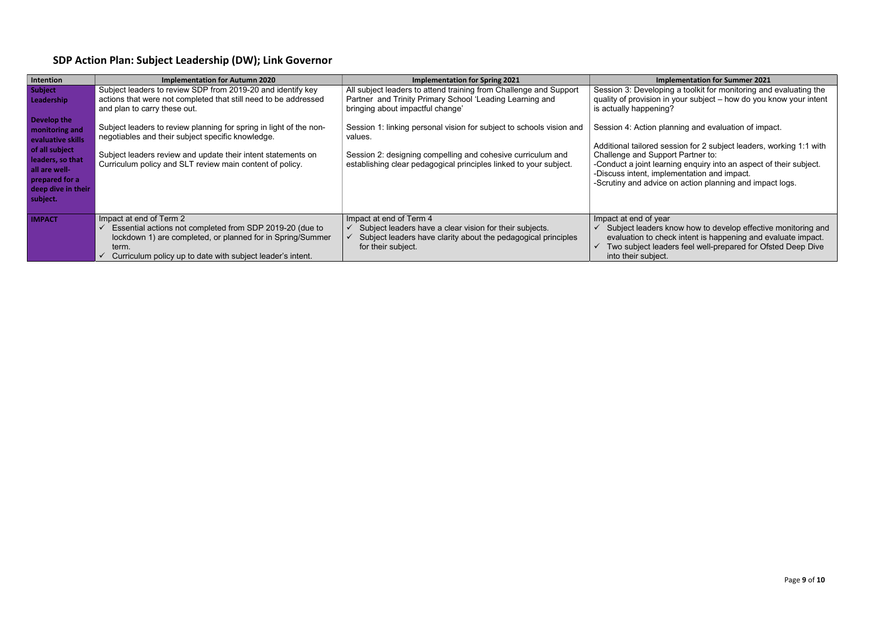## SDP Action Plan: Subject Leadership (DW); Link Governor

| Intention | Implementation for Autumn 2020 | Implementation for Spring 2021 | Implementation for Summer 2021 |
|---|---|---|---|
| **Subject Leadership**<br><br>**Develop the monitoring and evaluative skills of all subject leaders, so that all are well-prepared for a deep dive in their subject.** | Subject leaders to review SDP from 2019-20 and identify key actions that were not completed that still need to be addressed and plan to carry these out.<br><br>Subject leaders to review planning for spring in light of the non-negotiables and their subject specific knowledge.<br><br>Subject leaders review and update their intent statements on Curriculum policy and SLT review main content of policy. | All subject leaders to attend training from Challenge and Support Partner and Trinity Primary School 'Leading Learning and bringing about impactful change'<br><br>Session 1: linking personal vision for subject to schools vision and values.<br><br>Session 2: designing compelling and cohesive curriculum and establishing clear pedagogical principles linked to your subject. | Session 3: Developing a toolkit for monitoring and evaluating the quality of provision in your subject – how do you know your intent is actually happening?<br><br>Session 4: Action planning and evaluation of impact.<br><br>Additional tailored session for 2 subject leaders, working 1:1 with Challenge and Support Partner to:<br>-Conduct a joint learning enquiry into an aspect of their subject.<br>-Discuss intent, implementation and impact.<br>-Scrutiny and advice on action planning and impact logs. |
| **IMPACT** | Impact at end of Term 2<br>✓ Essential actions not completed from SDP 2019-20 (due to lockdown 1) are completed, or planned for in Spring/Summer term.<br>✓ Curriculum policy up to date with subject leader's intent. | Impact at end of Term 4<br>✓ Subject leaders have a clear vision for their subjects.<br>✓ Subject leaders have clarity about the pedagogical principles for their subject. | Impact at end of year<br>✓ Subject leaders know how to develop effective monitoring and evaluation to check intent is happening and evaluate impact.<br>✓ Two subject leaders feel well-prepared for Ofsted Deep Dive into their subject. |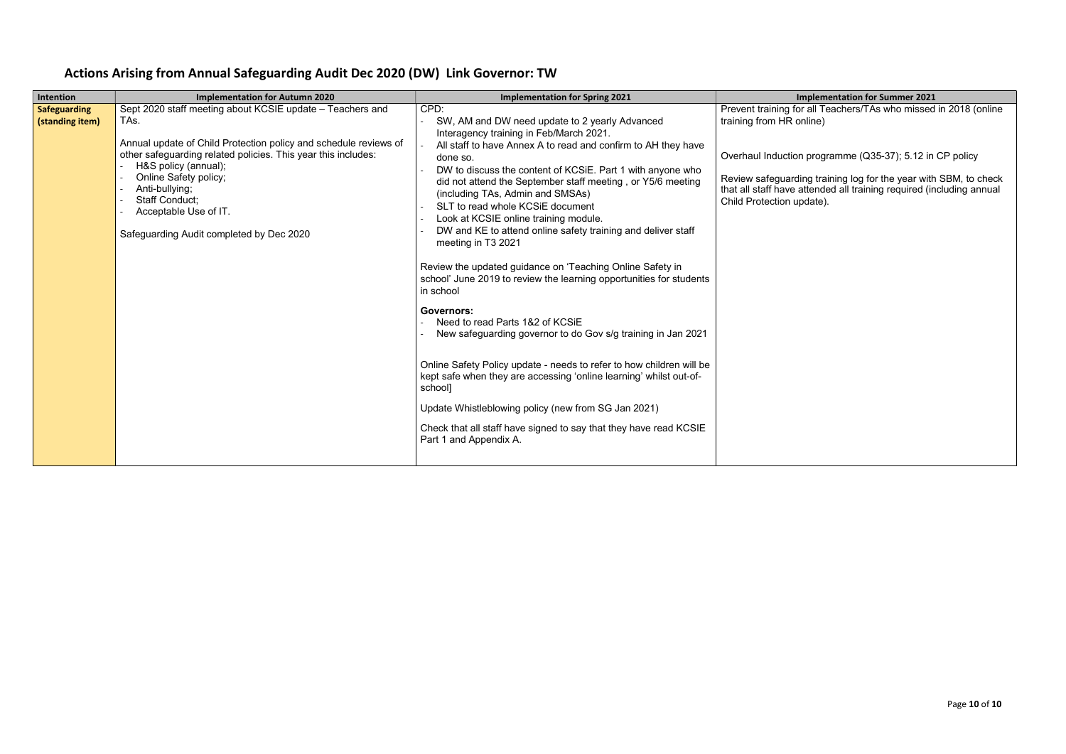# Actions Arising from Annual Safeguarding Audit Dec 2020 (DW) Link Governor: TW

| Intention | Implementation for Autumn 2020 | Implementation for Spring 2021 | Implementation for Summer 2021 |
|---|---|---|---|
| **Safeguarding (standing item)** | Sept 2020 staff meeting about KCSIE update – Teachers and TAs.<br><br>Annual update of Child Protection policy and schedule reviews of other safeguarding related policies. This year this includes:<br>- H&S policy (annual);<br>- Online Safety policy;<br>- Anti-bullying;<br>- Staff Conduct;<br>- Acceptable Use of IT.<br><br>Safeguarding Audit completed by Dec 2020 | CPD:<br>- SW, AM and DW need update to 2 yearly Advanced Interagency training in Feb/March 2021.<br>- All staff to have Annex A to read and confirm to AH they have done so.<br>- DW to discuss the content of KCSiE. Part 1 with anyone who did not attend the September staff meeting , or Y5/6 meeting (including TAs, Admin and SMSAs)<br>- SLT to read whole KCSiE document<br>- Look at KCSIE online training module.<br>- DW and KE to attend online safety training and deliver staff meeting in T3 2021<br><br>Review the updated guidance on 'Teaching Online Safety in school' June 2019 to review the learning opportunities for students in school<br><br>**Governors:**<br>- Need to read Parts 1&2 of KCSiE<br>- New safeguarding governor to do Gov s/g training in Jan 2021<br><br>Online Safety Policy update - needs to refer to how children will be kept safe when they are accessing 'online learning' whilst out-of-school]<br><br>Update Whistleblowing policy (new from SG Jan 2021)<br><br>Check that all staff have signed to say that they have read KCSIE Part 1 and Appendix A. | Prevent training for all Teachers/TAs who missed in 2018 (online training from HR online)<br><br>Overhaul Induction programme (Q35-37); 5.12 in CP policy<br><br>Review safeguarding training log for the year with SBM, to check that all staff have attended all training required (including annual Child Protection update). |